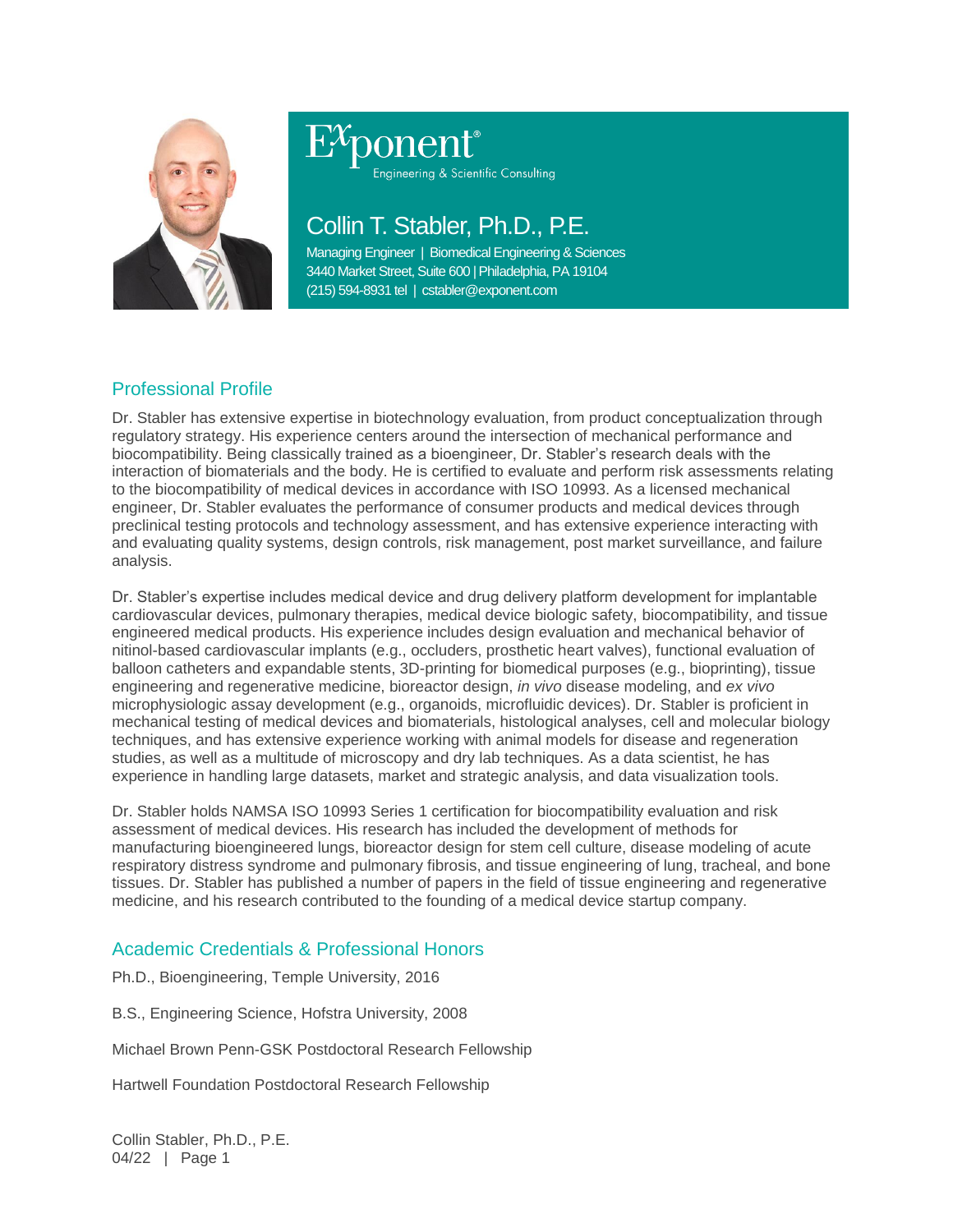Exponent®
Engineering & Scientific Consulting

# Collin T. Stabler, Ph.D., P.E.

Managing Engineer | Biomedical Engineering & Sciences
3440 Market Street, Suite 600 | Philadelphia, PA 19104
(215) 594-8931 tel | cstabler@exponent.com

## Professional Profile

Dr. Stabler has extensive expertise in biotechnology evaluation, from product conceptualization through regulatory strategy. His experience centers around the intersection of mechanical performance and biocompatibility. Being classically trained as a bioengineer, Dr. Stabler's research deals with the interaction of biomaterials and the body. He is certified to evaluate and perform risk assessments relating to the biocompatibility of medical devices in accordance with ISO 10993. As a licensed mechanical engineer, Dr. Stabler evaluates the performance of consumer products and medical devices through preclinical testing protocols and technology assessment, and has extensive experience interacting with and evaluating quality systems, design controls, risk management, post market surveillance, and failure analysis.

Dr. Stabler's expertise includes medical device and drug delivery platform development for implantable cardiovascular devices, pulmonary therapies, medical device biologic safety, biocompatibility, and tissue engineered medical products. His experience includes design evaluation and mechanical behavior of nitinol-based cardiovascular implants (e.g., occluders, prosthetic heart valves), functional evaluation of balloon catheters and expandable stents, 3D-printing for biomedical purposes (e.g., bioprinting), tissue engineering and regenerative medicine, bioreactor design, *in vivo* disease modeling, and *ex vivo* microphysiologic assay development (e.g., organoids, microfluidic devices). Dr. Stabler is proficient in mechanical testing of medical devices and biomaterials, histological analyses, cell and molecular biology techniques, and has extensive experience working with animal models for disease and regeneration studies, as well as a multitude of microscopy and dry lab techniques. As a data scientist, he has experience in handling large datasets, market and strategic analysis, and data visualization tools.

Dr. Stabler holds NAMSA ISO 10993 Series 1 certification for biocompatibility evaluation and risk assessment of medical devices. His research has included the development of methods for manufacturing bioengineered lungs, bioreactor design for stem cell culture, disease modeling of acute respiratory distress syndrome and pulmonary fibrosis, and tissue engineering of lung, tracheal, and bone tissues. Dr. Stabler has published a number of papers in the field of tissue engineering and regenerative medicine, and his research contributed to the founding of a medical device startup company.

## Academic Credentials & Professional Honors

Ph.D., Bioengineering, Temple University, 2016

B.S., Engineering Science, Hofstra University, 2008

Michael Brown Penn-GSK Postdoctoral Research Fellowship

Hartwell Foundation Postdoctoral Research Fellowship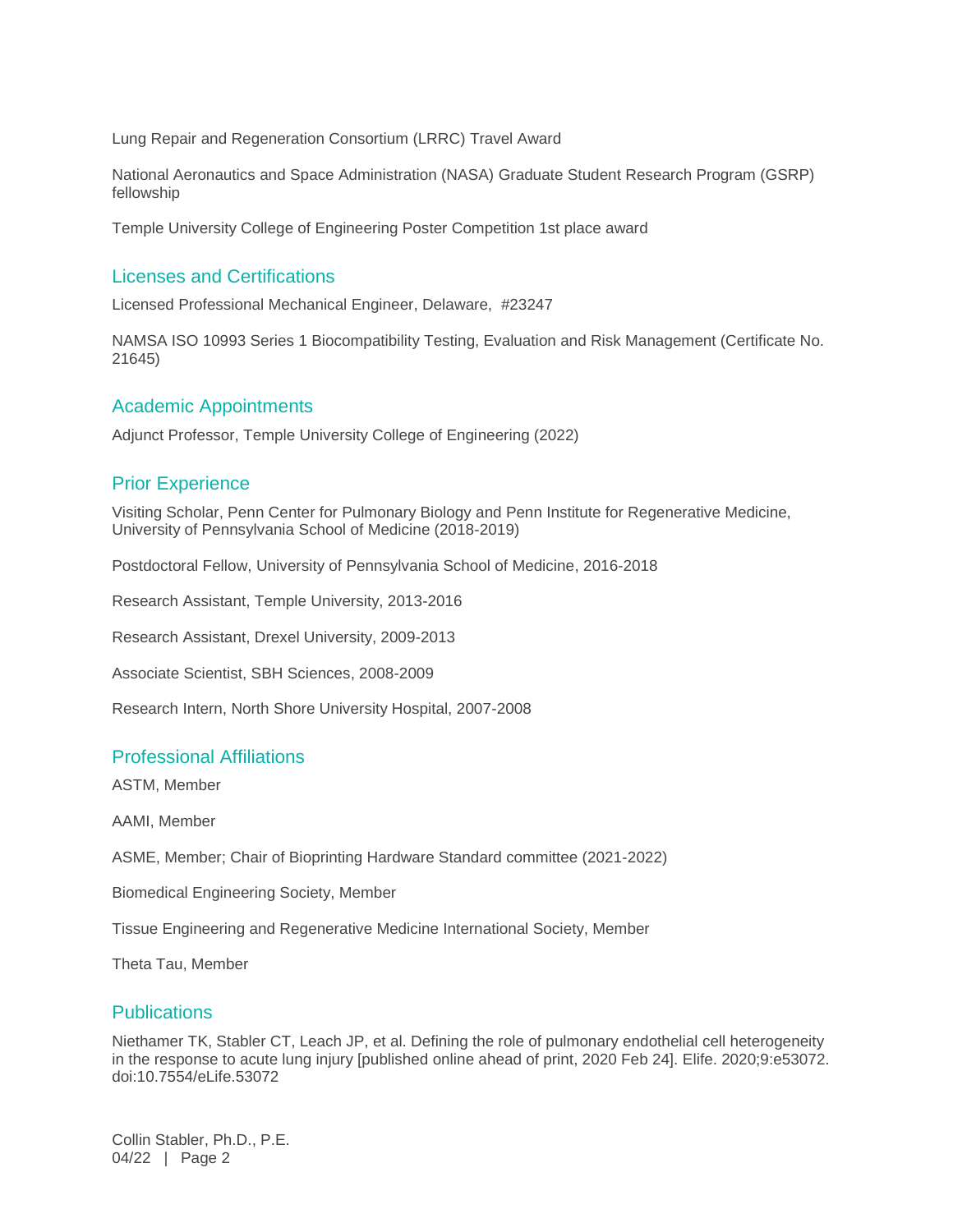Lung Repair and Regeneration Consortium (LRRC) Travel Award

National Aeronautics and Space Administration (NASA) Graduate Student Research Program (GSRP) fellowship

Temple University College of Engineering Poster Competition 1st place award

## Licenses and Certifications

Licensed Professional Mechanical Engineer, Delaware, #23247

NAMSA ISO 10993 Series 1 Biocompatibility Testing, Evaluation and Risk Management (Certificate No. 21645)

## Academic Appointments

Adjunct Professor, Temple University College of Engineering (2022)

## Prior Experience

Visiting Scholar, Penn Center for Pulmonary Biology and Penn Institute for Regenerative Medicine, University of Pennsylvania School of Medicine (2018-2019)

Postdoctoral Fellow, University of Pennsylvania School of Medicine, 2016-2018

Research Assistant, Temple University, 2013-2016

Research Assistant, Drexel University, 2009-2013

Associate Scientist, SBH Sciences, 2008-2009

Research Intern, North Shore University Hospital, 2007-2008

## Professional Affiliations

ASTM, Member

AAMI, Member

ASME, Member; Chair of Bioprinting Hardware Standard committee (2021-2022)

Biomedical Engineering Society, Member

Tissue Engineering and Regenerative Medicine International Society, Member

Theta Tau, Member

## Publications

Niethamer TK, Stabler CT, Leach JP, et al. Defining the role of pulmonary endothelial cell heterogeneity in the response to acute lung injury [published online ahead of print, 2020 Feb 24]. Elife. 2020;9:e53072. doi:10.7554/eLife.53072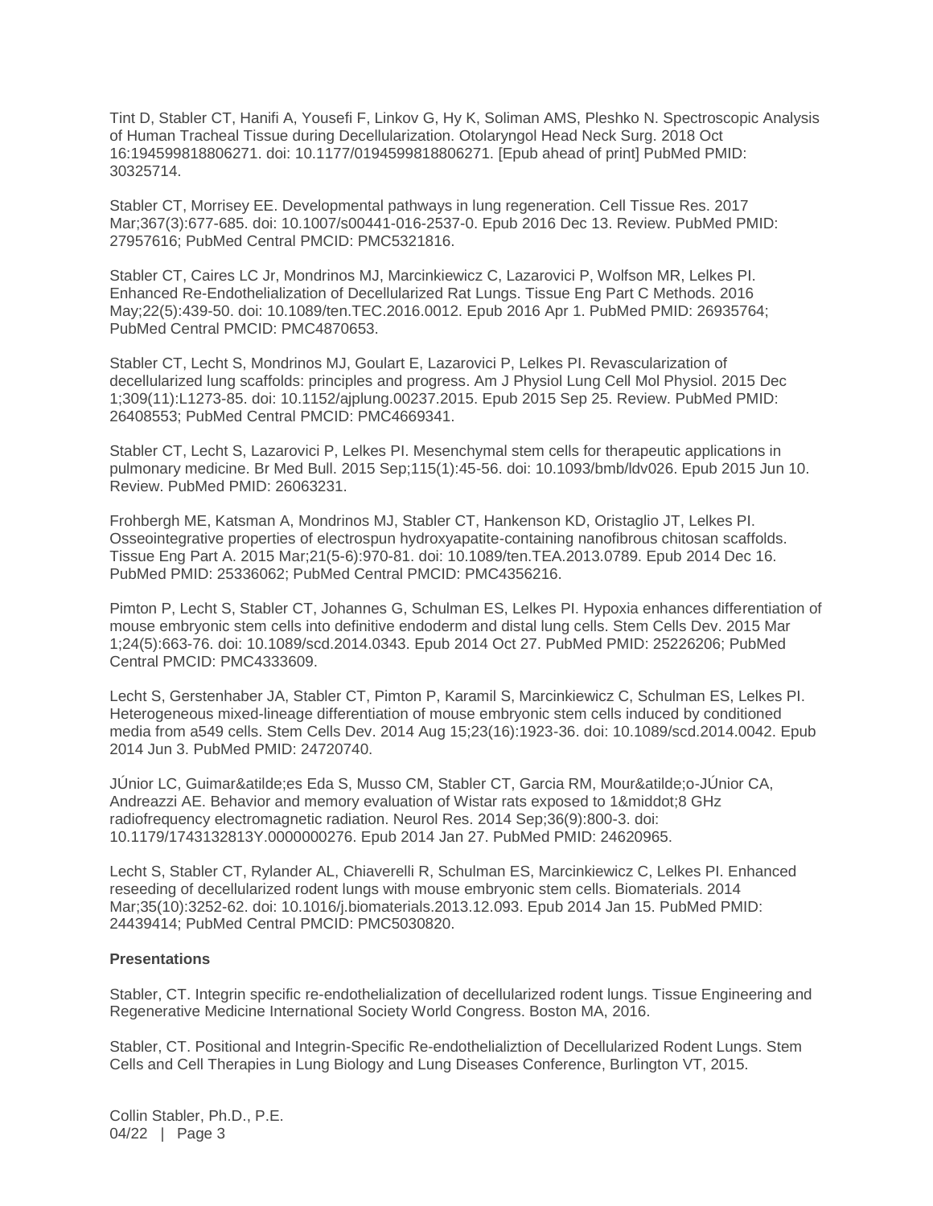Tint D, Stabler CT, Hanifi A, Yousefi F, Linkov G, Hy K, Soliman AMS, Pleshko N. Spectroscopic Analysis of Human Tracheal Tissue during Decellularization. Otolaryngol Head Neck Surg. 2018 Oct 16:194599818806271. doi: 10.1177/0194599818806271. [Epub ahead of print] PubMed PMID: 30325714.

Stabler CT, Morrisey EE. Developmental pathways in lung regeneration. Cell Tissue Res. 2017 Mar;367(3):677-685. doi: 10.1007/s00441-016-2537-0. Epub 2016 Dec 13. Review. PubMed PMID: 27957616; PubMed Central PMCID: PMC5321816.

Stabler CT, Caires LC Jr, Mondrinos MJ, Marcinkiewicz C, Lazarovici P, Wolfson MR, Lelkes PI. Enhanced Re-Endothelialization of Decellularized Rat Lungs. Tissue Eng Part C Methods. 2016 May;22(5):439-50. doi: 10.1089/ten.TEC.2016.0012. Epub 2016 Apr 1. PubMed PMID: 26935764; PubMed Central PMCID: PMC4870653.

Stabler CT, Lecht S, Mondrinos MJ, Goulart E, Lazarovici P, Lelkes PI. Revascularization of decellularized lung scaffolds: principles and progress. Am J Physiol Lung Cell Mol Physiol. 2015 Dec 1;309(11):L1273-85. doi: 10.1152/ajplung.00237.2015. Epub 2015 Sep 25. Review. PubMed PMID: 26408553; PubMed Central PMCID: PMC4669341.

Stabler CT, Lecht S, Lazarovici P, Lelkes PI. Mesenchymal stem cells for therapeutic applications in pulmonary medicine. Br Med Bull. 2015 Sep;115(1):45-56. doi: 10.1093/bmb/ldv026. Epub 2015 Jun 10. Review. PubMed PMID: 26063231.

Frohbergh ME, Katsman A, Mondrinos MJ, Stabler CT, Hankenson KD, Oristaglio JT, Lelkes PI. Osseointegrative properties of electrospun hydroxyapatite-containing nanofibrous chitosan scaffolds. Tissue Eng Part A. 2015 Mar;21(5-6):970-81. doi: 10.1089/ten.TEA.2013.0789. Epub 2014 Dec 16. PubMed PMID: 25336062; PubMed Central PMCID: PMC4356216.

Pimton P, Lecht S, Stabler CT, Johannes G, Schulman ES, Lelkes PI. Hypoxia enhances differentiation of mouse embryonic stem cells into definitive endoderm and distal lung cells. Stem Cells Dev. 2015 Mar 1;24(5):663-76. doi: 10.1089/scd.2014.0343. Epub 2014 Oct 27. PubMed PMID: 25226206; PubMed Central PMCID: PMC4333609.

Lecht S, Gerstenhaber JA, Stabler CT, Pimton P, Karamil S, Marcinkiewicz C, Schulman ES, Lelkes PI. Heterogeneous mixed-lineage differentiation of mouse embryonic stem cells induced by conditioned media from a549 cells. Stem Cells Dev. 2014 Aug 15;23(16):1923-36. doi: 10.1089/scd.2014.0042. Epub 2014 Jun 3. PubMed PMID: 24720740.

JÚnior LC, Guimar&atilde;es Eda S, Musso CM, Stabler CT, Garcia RM, Mour&atilde;o-JÚnior CA, Andreazzi AE. Behavior and memory evaluation of Wistar rats exposed to 1&middot;8 GHz radiofrequency electromagnetic radiation. Neurol Res. 2014 Sep;36(9):800-3. doi: 10.1179/1743132813Y.0000000276. Epub 2014 Jan 27. PubMed PMID: 24620965.

Lecht S, Stabler CT, Rylander AL, Chiaverelli R, Schulman ES, Marcinkiewicz C, Lelkes PI. Enhanced reseeding of decellularized rodent lungs with mouse embryonic stem cells. Biomaterials. 2014 Mar;35(10):3252-62. doi: 10.1016/j.biomaterials.2013.12.093. Epub 2014 Jan 15. PubMed PMID: 24439414; PubMed Central PMCID: PMC5030820.

**Presentations**

Stabler, CT. Integrin specific re-endothelialization of decellularized rodent lungs. Tissue Engineering and Regenerative Medicine International Society World Congress. Boston MA, 2016.

Stabler, CT. Positional and Integrin-Specific Re-endothelializtion of Decellularized Rodent Lungs. Stem Cells and Cell Therapies in Lung Biology and Lung Diseases Conference, Burlington VT, 2015.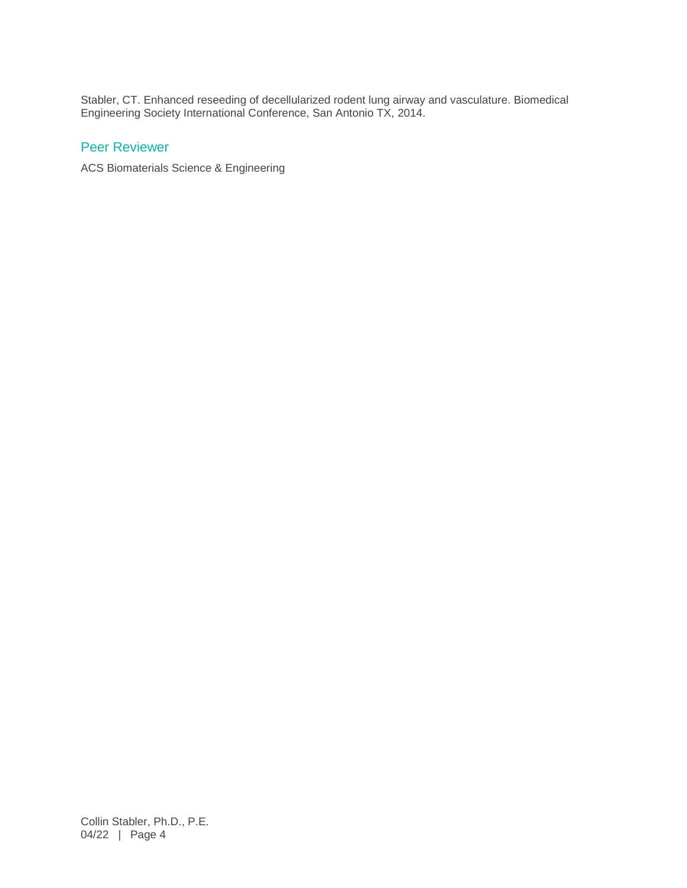Stabler, CT. Enhanced reseeding of decellularized rodent lung airway and vasculature. Biomedical Engineering Society International Conference, San Antonio TX, 2014.

## Peer Reviewer

ACS Biomaterials Science & Engineering